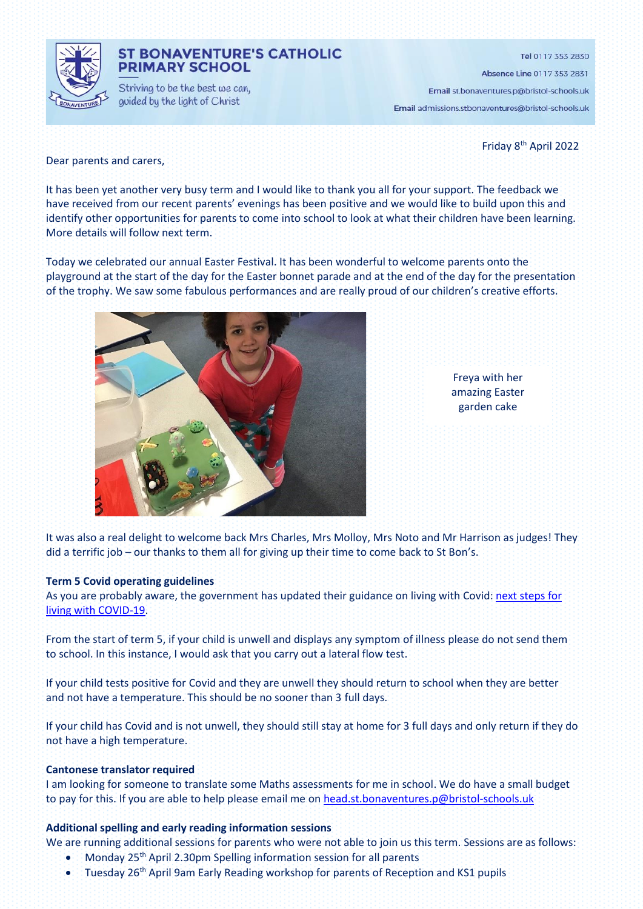# ST BONAVENTURE'S CATHOLIC PRIMARY SCHOOL

Striving to be the best we can, guided by the light of Christ

**Tel** 0117 353 2830

**Absence Line** 0117 353 2831

**Email** st.bonaventures.p@bristol-schools.uk

**Email** admissions.stbonaventures@bristol-schools.uk

Friday 8th April 2022

Dear parents and carers,

It has been yet another very busy term and I would like to thank you all for your support. The feedback we have received from our recent parents' evenings has been positive and we would like to build upon this and identify other opportunities for parents to come into school to look at what their children have been learning. More details will follow next term.

Today we celebrated our annual Easter Festival. It has been wonderful to welcome parents onto the playground at the start of the day for the Easter bonnet parade and at the end of the day for the presentation of the trophy. We saw some fabulous performances and are really proud of our children's creative efforts.

Freya with her amazing Easter garden cake

It was also a real delight to welcome back Mrs Charles, Mrs Molloy, Mrs Noto and Mr Harrison as judges! They did a terrific job – our thanks to them all for giving up their time to come back to St Bon's.

**Term 5 Covid operating guidelines**

As you are probably aware, the government has updated their guidance on living with Covid: next steps for living with COVID-19.

From the start of term 5, if your child is unwell and displays any symptom of illness please do not send them to school. In this instance, I would ask that you carry out a lateral flow test.

If your child tests positive for Covid and they are unwell they should return to school when they are better and not have a temperature. This should be no sooner than 3 full days.

If your child has Covid and is not unwell, they should still stay at home for 3 full days and only return if they do not have a high temperature.

**Cantonese translator required**

I am looking for someone to translate some Maths assessments for me in school. We do have a small budget to pay for this. If you are able to help please email me on head.st.bonaventures.p@bristol-schools.uk

**Additional spelling and early reading information sessions**

We are running additional sessions for parents who were not able to join us this term. Sessions are as follows:

- Monday 25th April 2.30pm Spelling information session for all parents
- Tuesday 26th April 9am Early Reading workshop for parents of Reception and KS1 pupils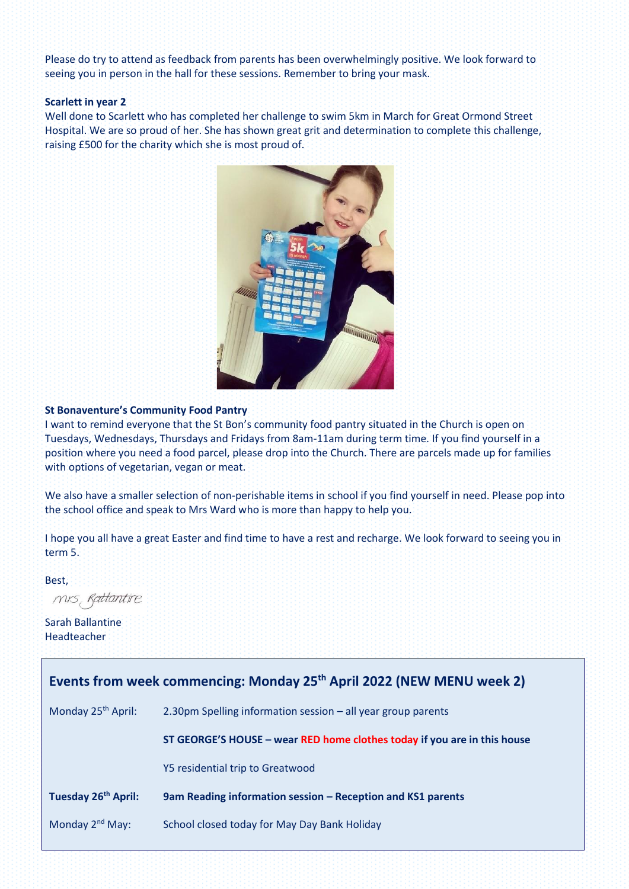Please do try to attend as feedback from parents has been overwhelmingly positive. We look forward to seeing you in person in the hall for these sessions. Remember to bring your mask.

**Scarlett in year 2**

Well done to Scarlett who has completed her challenge to swim 5km in March for Great Ormond Street Hospital. We are so proud of her. She has shown great grit and determination to complete this challenge, raising £500 for the charity which she is most proud of.

**St Bonaventure's Community Food Pantry**

I want to remind everyone that the St Bon's community food pantry situated in the Church is open on Tuesdays, Wednesdays, Thursdays and Fridays from 8am-11am during term time. If you find yourself in a position where you need a food parcel, please drop into the Church. There are parcels made up for families with options of vegetarian, vegan or meat.

We also have a smaller selection of non-perishable items in school if you find yourself in need. Please pop into the school office and speak to Mrs Ward who is more than happy to help you.

I hope you all have a great Easter and find time to have a rest and recharge. We look forward to seeing you in term 5.

Best,

Mrs Ballantine

Sarah Ballantine
Headteacher

## Events from week commencing: Monday 25th April 2022 (NEW MENU week 2)

| | |
|---|---|
| Monday 25th April: | 2.30pm Spelling information session – all year group parents |
| | **ST GEORGE'S HOUSE – wear RED home clothes today if you are in this house** |
| | Y5 residential trip to Greatwood |
| **Tuesday 26th April:** | **9am Reading information session – Reception and KS1 parents** |
| Monday 2nd May: | School closed today for May Day Bank Holiday |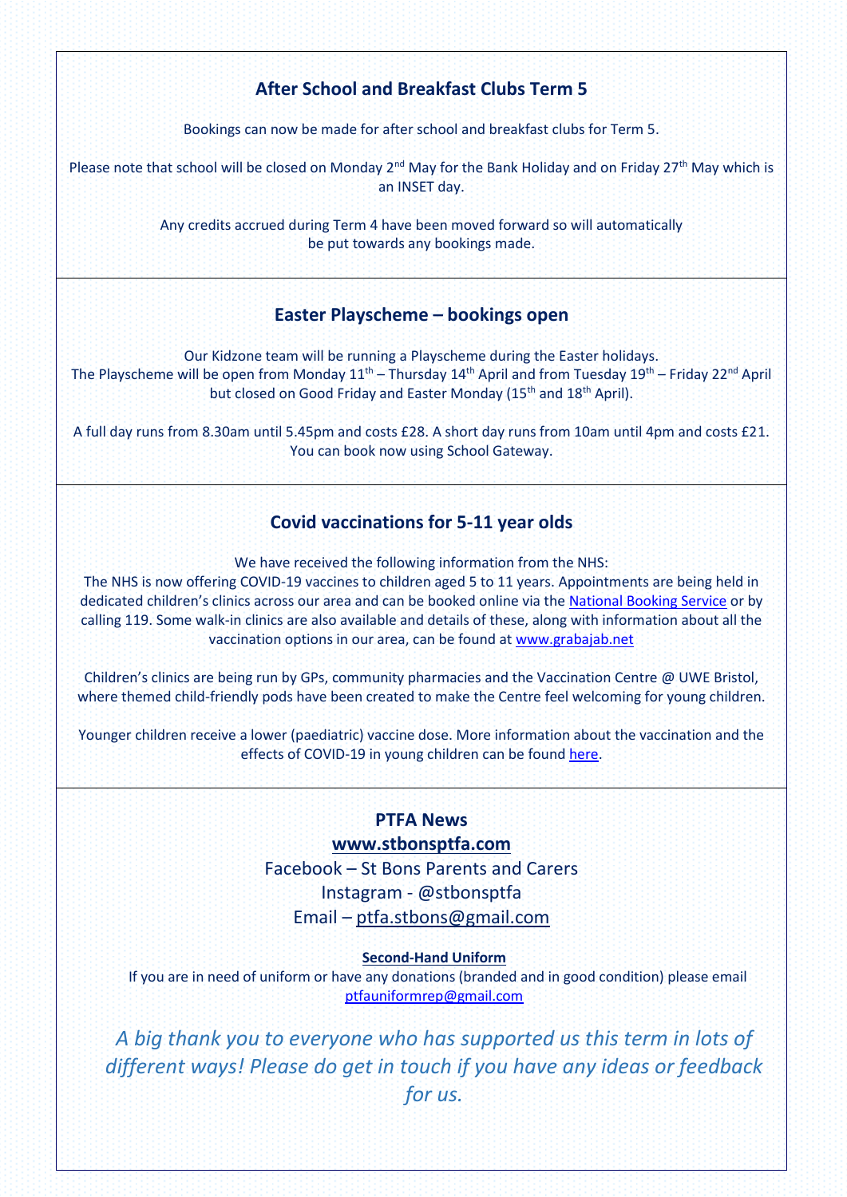## After School and Breakfast Clubs Term 5

Bookings can now be made for after school and breakfast clubs for Term 5.

Please note that school will be closed on Monday 2nd May for the Bank Holiday and on Friday 27th May which is an INSET day.

Any credits accrued during Term 4 have been moved forward so will automatically be put towards any bookings made.

## Easter Playscheme – bookings open

Our Kidzone team will be running a Playscheme during the Easter holidays.
The Playscheme will be open from Monday 11th – Thursday 14th April and from Tuesday 19th – Friday 22nd April but closed on Good Friday and Easter Monday (15th and 18th April).

A full day runs from 8.30am until 5.45pm and costs £28. A short day runs from 10am until 4pm and costs £21. You can book now using School Gateway.

## Covid vaccinations for 5-11 year olds

We have received the following information from the NHS:
The NHS is now offering COVID-19 vaccines to children aged 5 to 11 years. Appointments are being held in dedicated children's clinics across our area and can be booked online via the National Booking Service or by calling 119. Some walk-in clinics are also available and details of these, along with information about all the vaccination options in our area, can be found at www.grabajab.net

Children's clinics are being run by GPs, community pharmacies and the Vaccination Centre @ UWE Bristol, where themed child-friendly pods have been created to make the Centre feel welcoming for young children.

Younger children receive a lower (paediatric) vaccine dose. More information about the vaccination and the effects of COVID-19 in young children can be found here.

## PTFA News

**www.stbonsptfa.com**

Facebook – St Bons Parents and Carers

Instagram - @stbonsptfa

Email – ptfa.stbons@gmail.com

**Second-Hand Uniform**

If you are in need of uniform or have any donations (branded and in good condition) please email ptfauniformrep@gmail.com

*A big thank you to everyone who has supported us this term in lots of different ways! Please do get in touch if you have any ideas or feedback for us.*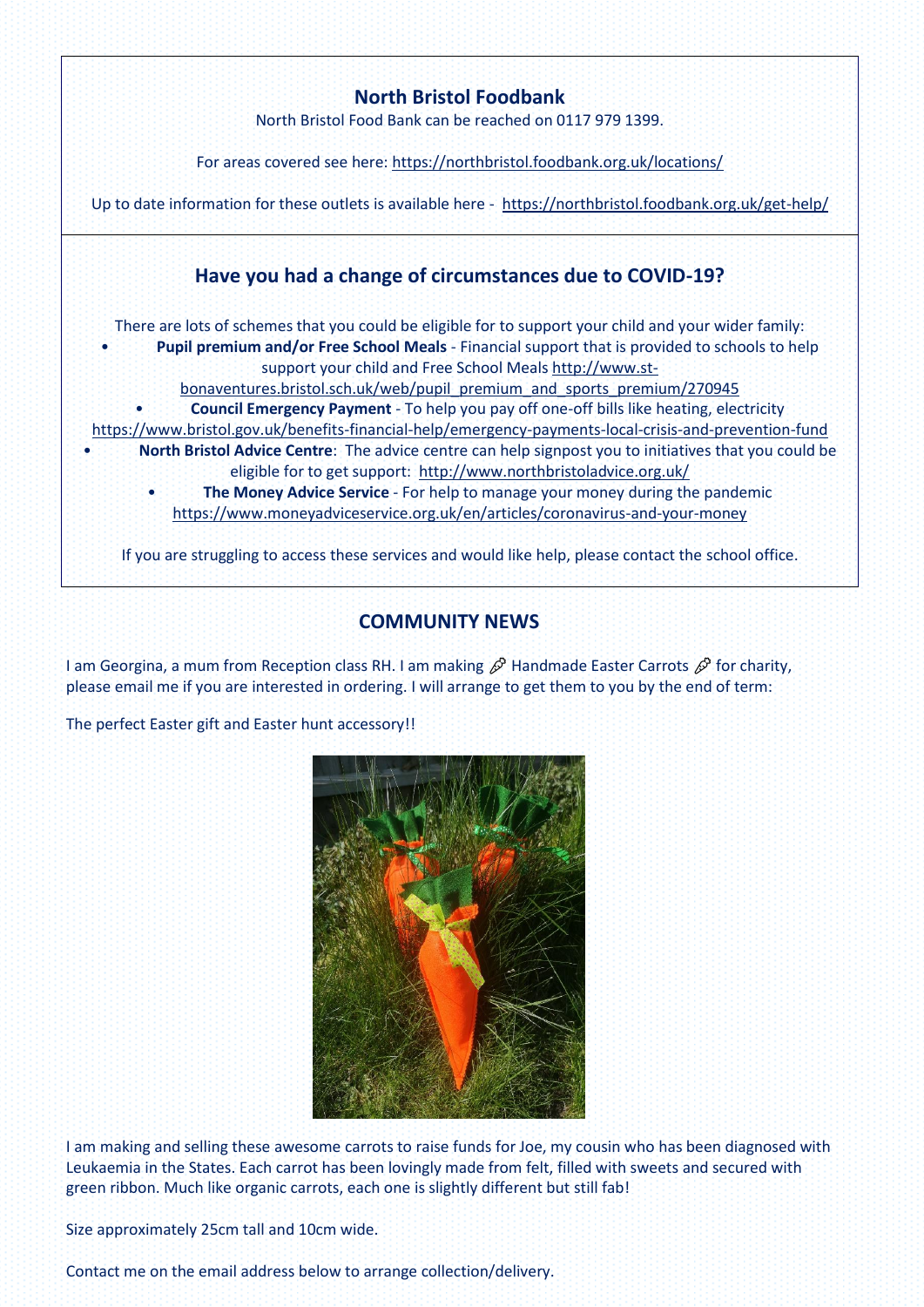## North Bristol Foodbank

North Bristol Food Bank can be reached on 0117 979 1399.

For areas covered see here: https://northbristol.foodbank.org.uk/locations/

Up to date information for these outlets is available here - https://northbristol.foodbank.org.uk/get-help/

## Have you had a change of circumstances due to COVID-19?

There are lots of schemes that you could be eligible for to support your child and your wider family:

- **Pupil premium and/or Free School Meals** - Financial support that is provided to schools to help support your child and Free School Meals http://www.st-bonaventures.bristol.sch.uk/web/pupil_premium_and_sports_premium/270945
- **Council Emergency Payment** - To help you pay off one-off bills like heating, electricity https://www.bristol.gov.uk/benefits-financial-help/emergency-payments-local-crisis-and-prevention-fund
- **North Bristol Advice Centre**: The advice centre can help signpost you to initiatives that you could be eligible for to get support: http://www.northbristoladvice.org.uk/
- **The Money Advice Service** - For help to manage your money during the pandemic https://www.moneyadviceservice.org.uk/en/articles/coronavirus-and-your-money

If you are struggling to access these services and would like help, please contact the school office.

## COMMUNITY NEWS

I am Georgina, a mum from Reception class RH. I am making 🥕 Handmade Easter Carrots 🥕 for charity, please email me if you are interested in ordering. I will arrange to get them to you by the end of term:

The perfect Easter gift and Easter hunt accessory!!

I am making and selling these awesome carrots to raise funds for Joe, my cousin who has been diagnosed with Leukaemia in the States. Each carrot has been lovingly made from felt, filled with sweets and secured with green ribbon. Much like organic carrots, each one is slightly different but still fab!

Size approximately 25cm tall and 10cm wide.

Contact me on the email address below to arrange collection/delivery.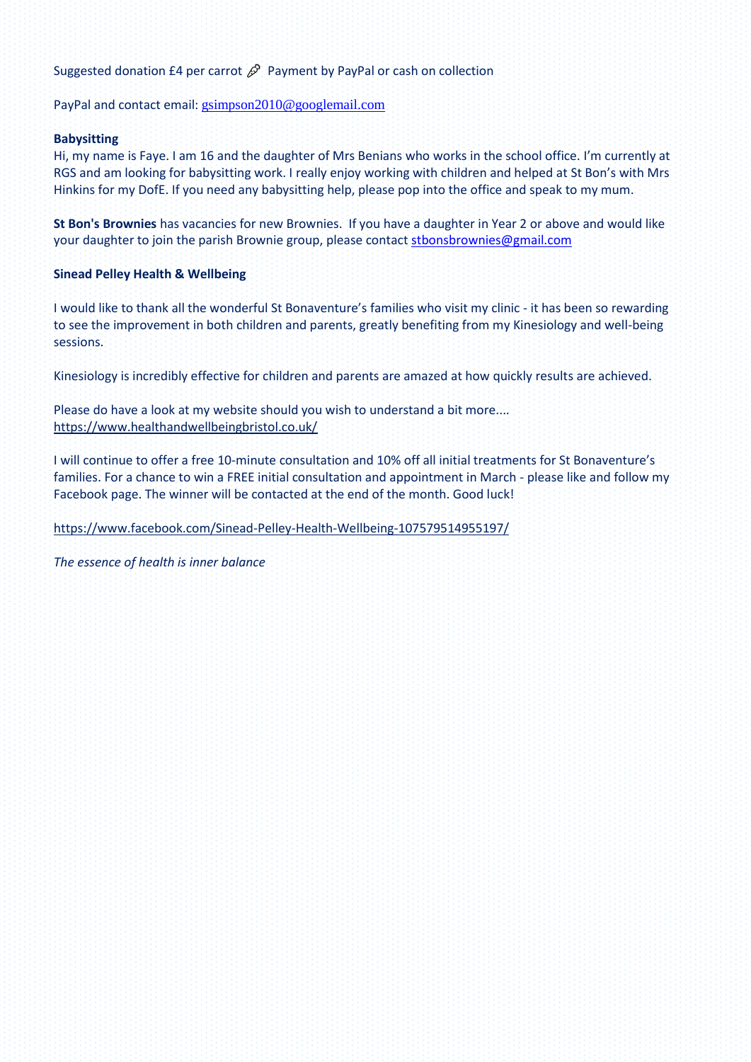Suggested donation £4 per carrot 🖉 Payment by PayPal or cash on collection

PayPal and contact email: gsimpson2010@googlemail.com

**Babysitting**
Hi, my name is Faye. I am 16 and the daughter of Mrs Benians who works in the school office. I'm currently at RGS and am looking for babysitting work. I really enjoy working with children and helped at St Bon's with Mrs Hinkins for my DofE. If you need any babysitting help, please pop into the office and speak to my mum.

**St Bon's Brownies** has vacancies for new Brownies. If you have a daughter in Year 2 or above and would like your daughter to join the parish Brownie group, please contact stbonsbrownies@gmail.com

**Sinead Pelley Health & Wellbeing**

I would like to thank all the wonderful St Bonaventure's families who visit my clinic - it has been so rewarding to see the improvement in both children and parents, greatly benefiting from my Kinesiology and well-being sessions.

Kinesiology is incredibly effective for children and parents are amazed at how quickly results are achieved.

Please do have a look at my website should you wish to understand a bit more....
https://www.healthandwellbeingbristol.co.uk/

I will continue to offer a free 10-minute consultation and 10% off all initial treatments for St Bonaventure's families. For a chance to win a FREE initial consultation and appointment in March - please like and follow my Facebook page. The winner will be contacted at the end of the month. Good luck!

https://www.facebook.com/Sinead-Pelley-Health-Wellbeing-107579514955197/

*The essence of health is inner balance*